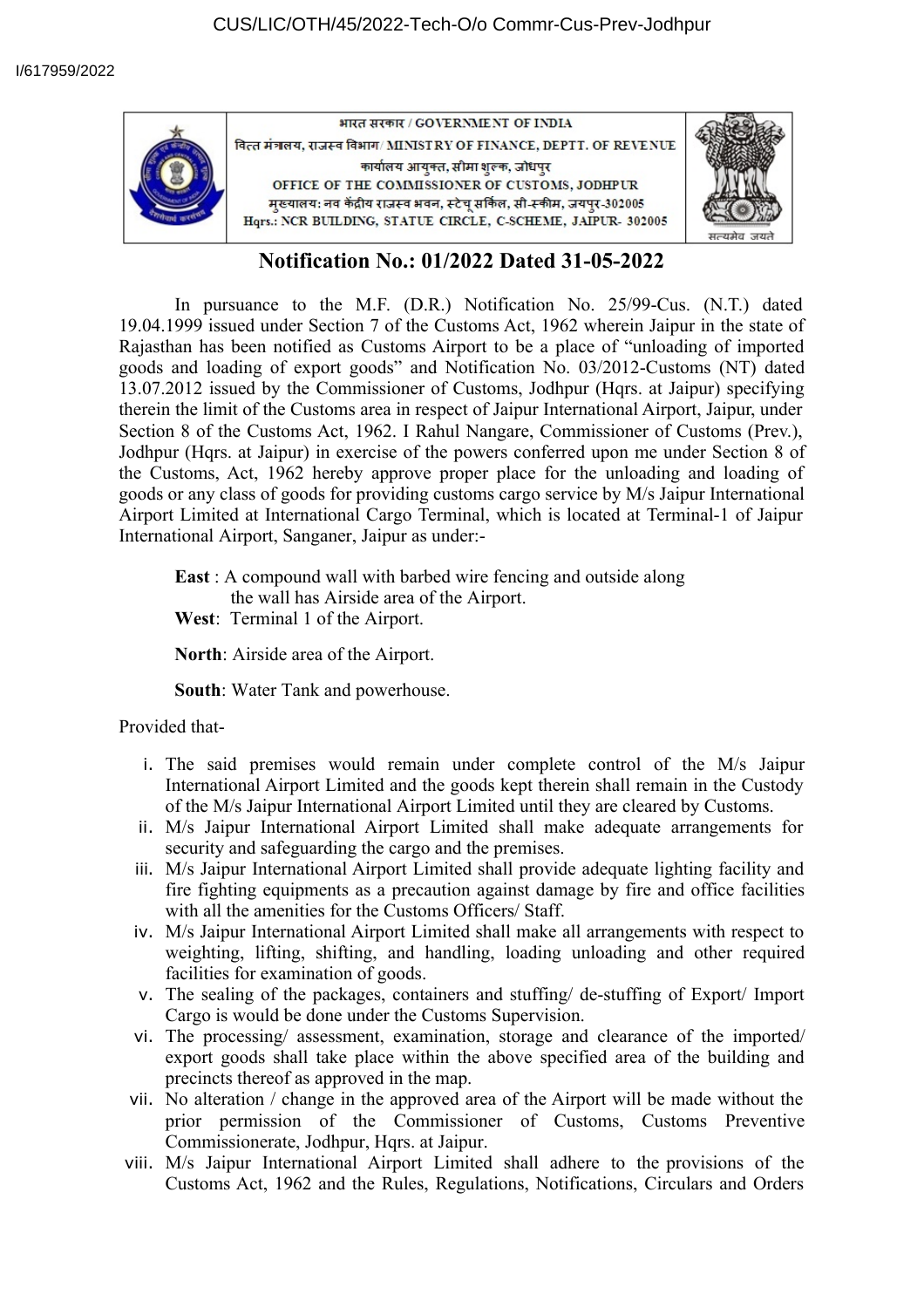CUS/LIC/OTH/45/2022-Tech-O/o Commr-Cus-Prev-Jodhpur

I/617959/2022

भारत सरकार / GOVERNMENT OF INDIA
वित्त मंत्रालय, राजस्व विभाग / MINISTRY OF FINANCE, DEPTT. OF REVENUE
कार्यालय आयुक्त, सीमा शुल्क, जोधपुर
OFFICE OF THE COMMISSIONER OF CUSTOMS, JODHPUR
मुख्यालय: नव केंद्रीय राजस्व भवन, स्टेचू सर्किल, सी-स्कीम, जयपुर-302005
Hqrs.: NCR BUILDING, STATUE CIRCLE, C-SCHEME, JAIPUR- 302005

# Notification No.: 01/2022 Dated 31-05-2022

In pursuance to the M.F. (D.R.) Notification No. 25/99-Cus. (N.T.) dated 19.04.1999 issued under Section 7 of the Customs Act, 1962 wherein Jaipur in the state of Rajasthan has been notified as Customs Airport to be a place of "unloading of imported goods and loading of export goods" and Notification No. 03/2012-Customs (NT) dated 13.07.2012 issued by the Commissioner of Customs, Jodhpur (Hqrs. at Jaipur) specifying therein the limit of the Customs area in respect of Jaipur International Airport, Jaipur, under Section 8 of the Customs Act, 1962. I Rahul Nangare, Commissioner of Customs (Prev.), Jodhpur (Hqrs. at Jaipur) in exercise of the powers conferred upon me under Section 8 of the Customs, Act, 1962 hereby approve proper place for the unloading and loading of goods or any class of goods for providing customs cargo service by M/s Jaipur International Airport Limited at International Cargo Terminal, which is located at Terminal-1 of Jaipur International Airport, Sanganer, Jaipur as under:-

**East** : A compound wall with barbed wire fencing and outside along the wall has Airside area of the Airport.
**West**: Terminal 1 of the Airport.

**North**: Airside area of the Airport.

**South**: Water Tank and powerhouse.

Provided that-

i. The said premises would remain under complete control of the M/s Jaipur International Airport Limited and the goods kept therein shall remain in the Custody of the M/s Jaipur International Airport Limited until they are cleared by Customs.
ii. M/s Jaipur International Airport Limited shall make adequate arrangements for security and safeguarding the cargo and the premises.
iii. M/s Jaipur International Airport Limited shall provide adequate lighting facility and fire fighting equipments as a precaution against damage by fire and office facilities with all the amenities for the Customs Officers/ Staff.
iv. M/s Jaipur International Airport Limited shall make all arrangements with respect to weighting, lifting, shifting, and handling, loading unloading and other required facilities for examination of goods.
v. The sealing of the packages, containers and stuffing/ de-stuffing of Export/ Import Cargo is would be done under the Customs Supervision.
vi. The processing/ assessment, examination, storage and clearance of the imported/ export goods shall take place within the above specified area of the building and precincts thereof as approved in the map.
vii. No alteration / change in the approved area of the Airport will be made without the prior permission of the Commissioner of Customs, Customs Preventive Commissionerate, Jodhpur, Hqrs. at Jaipur.
viii. M/s Jaipur International Airport Limited shall adhere to the provisions of the Customs Act, 1962 and the Rules, Regulations, Notifications, Circulars and Orders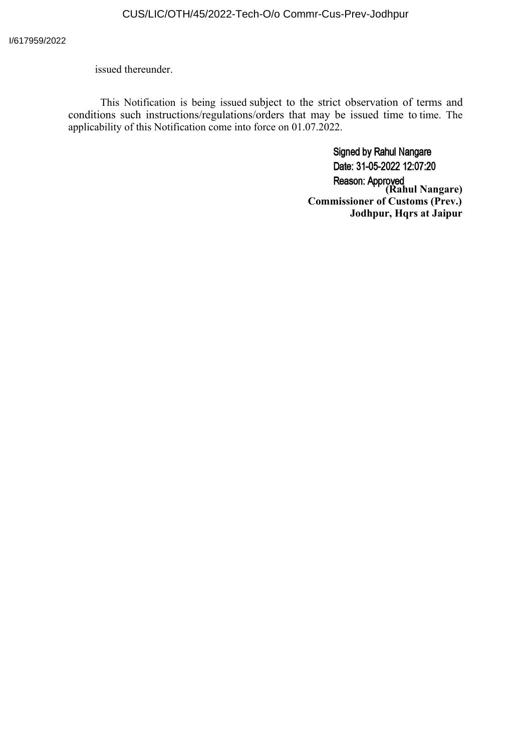issued thereunder.

This Notification is being issued subject to the strict observation of terms and conditions such instructions/regulations/orders that may be issued time to time. The applicability of this Notification come into force on 01.07.2022.

Signed by Rahul Nangare
Date: 31-05-2022 12:07:20
Reason: Approved

**(Rahul Nangare)**
**Commissioner of Customs (Prev.)**
**Jodhpur, Hqrs at Jaipur**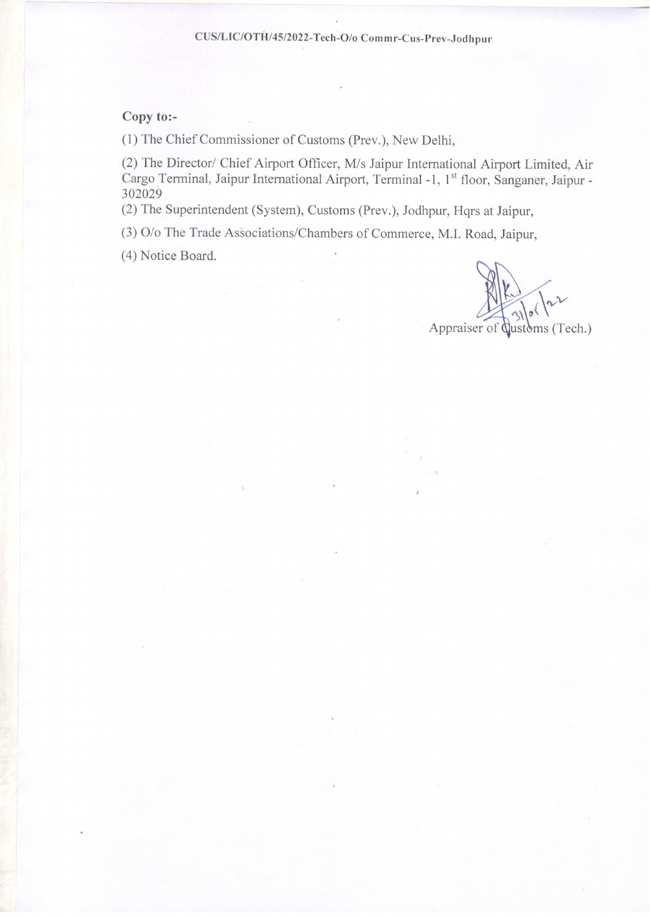CUS/LIC/OTH/45/2022-Tech-O/o Commr-Cus-Prev-Jodhpur

**Copy to:-**

(1) The Chief Commissioner of Customs (Prev.), New Delhi,

(2) The Director/ Chief Airport Officer, M/s Jaipur International Airport Limited, Air Cargo Terminal, Jaipur International Airport, Terminal -1, 1st floor, Sanganer, Jaipur - 302029

(2) The Superintendent (System), Customs (Prev.), Jodhpur, Hqrs at Jaipur,

(3) O/o The Trade Associations/Chambers of Commerce, M.I. Road, Jaipur,

(4) Notice Board.

31/05/22

Appraiser of Customs (Tech.)